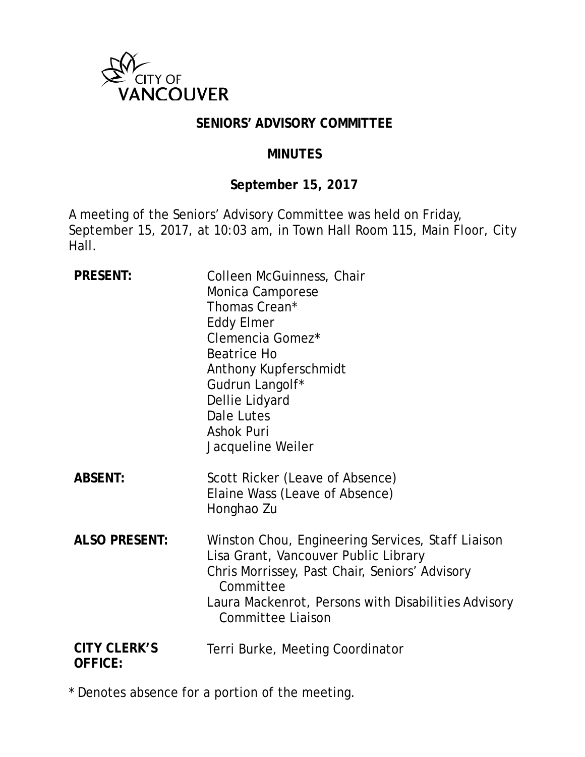CITY OF VANCOUVER

# SENIORS' ADVISORY COMMITTEE

## MINUTES

### September 15, 2017

A meeting of the Seniors' Advisory Committee was held on Friday, September 15, 2017, at 10:03 am, in Town Hall Room 115, Main Floor, City Hall.

| | |
|---|---|
| **PRESENT:** | Colleen McGuinness, Chair<br>Monica Camporese<br>Thomas Crean*<br>Eddy Elmer<br>Clemencia Gomez*<br>Beatrice Ho<br>Anthony Kupferschmidt<br>Gudrun Langolf*<br>Dellie Lidyard<br>Dale Lutes<br>Ashok Puri<br>Jacqueline Weiler |
| **ABSENT:** | Scott Ricker (Leave of Absence)<br>Elaine Wass (Leave of Absence)<br>Honghao Zu |
| **ALSO PRESENT:** | Winston Chou, Engineering Services, Staff Liaison<br>Lisa Grant, Vancouver Public Library<br>Chris Morrissey, Past Chair, Seniors' Advisory Committee<br>Laura Mackenrot, Persons with Disabilities Advisory Committee Liaison |
| **CITY CLERK'S OFFICE:** | Terri Burke, Meeting Coordinator |

* Denotes absence for a portion of the meeting.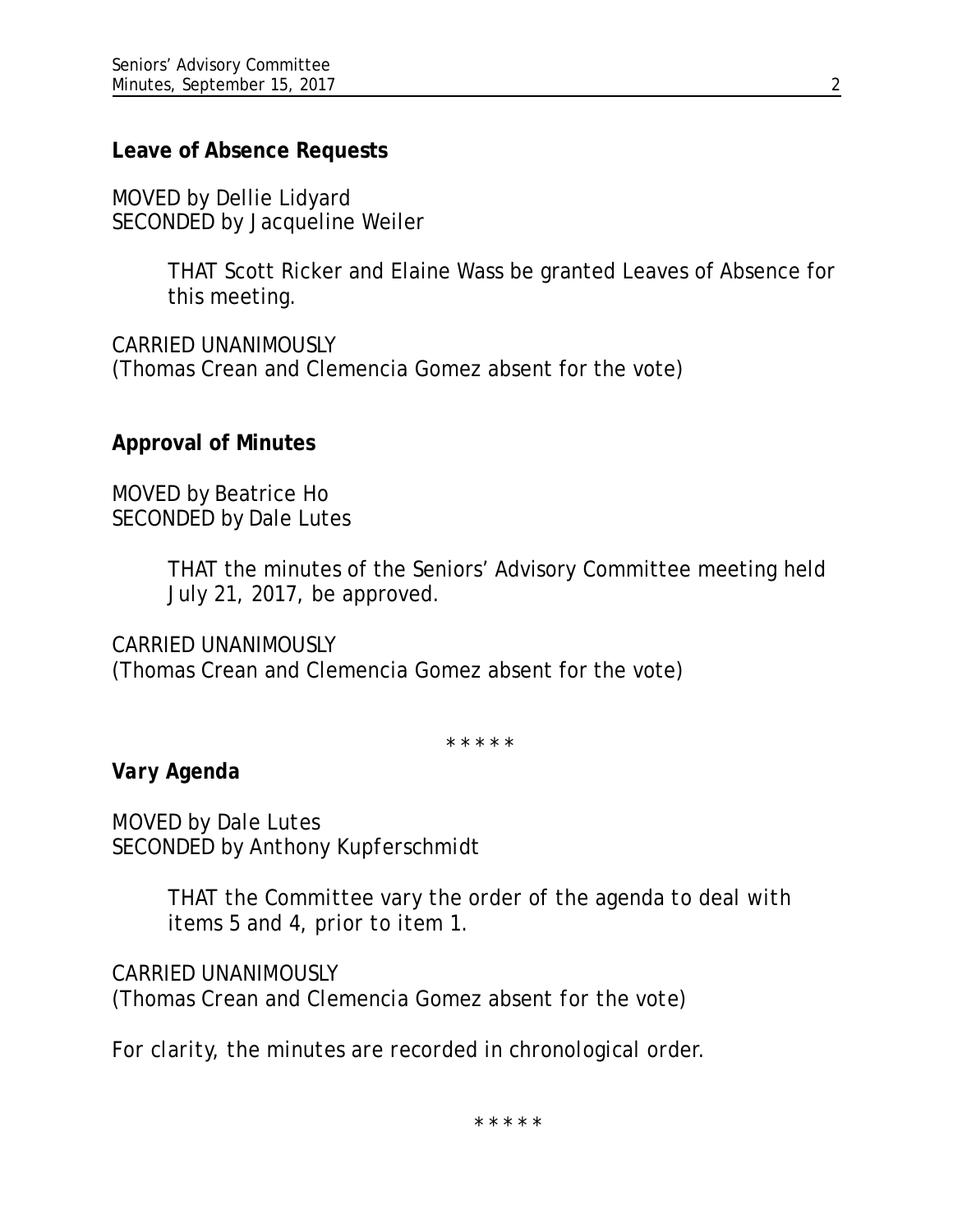**Leave of Absence Requests**

MOVED by Dellie Lidyard
SECONDED by Jacqueline Weiler

> THAT Scott Ricker and Elaine Wass be granted Leaves of Absence for this meeting.

CARRIED UNANIMOUSLY
(Thomas Crean and Clemencia Gomez absent for the vote)

**Approval of Minutes**

MOVED by Beatrice Ho
SECONDED by Dale Lutes

> THAT the minutes of the Seniors' Advisory Committee meeting held July 21, 2017, be approved.

CARRIED UNANIMOUSLY
(Thomas Crean and Clemencia Gomez absent for the vote)

\* \* \* \* \*

***Vary Agenda***

*MOVED by Dale Lutes*
*SECONDED by Anthony Kupferschmidt*

> *THAT the Committee vary the order of the agenda to deal with items 5 and 4, prior to item 1.*

*CARRIED UNANIMOUSLY*
*(Thomas Crean and Clemencia Gomez absent for the vote)*

*For clarity, the minutes are recorded in chronological order.*

\* \* \* \* \*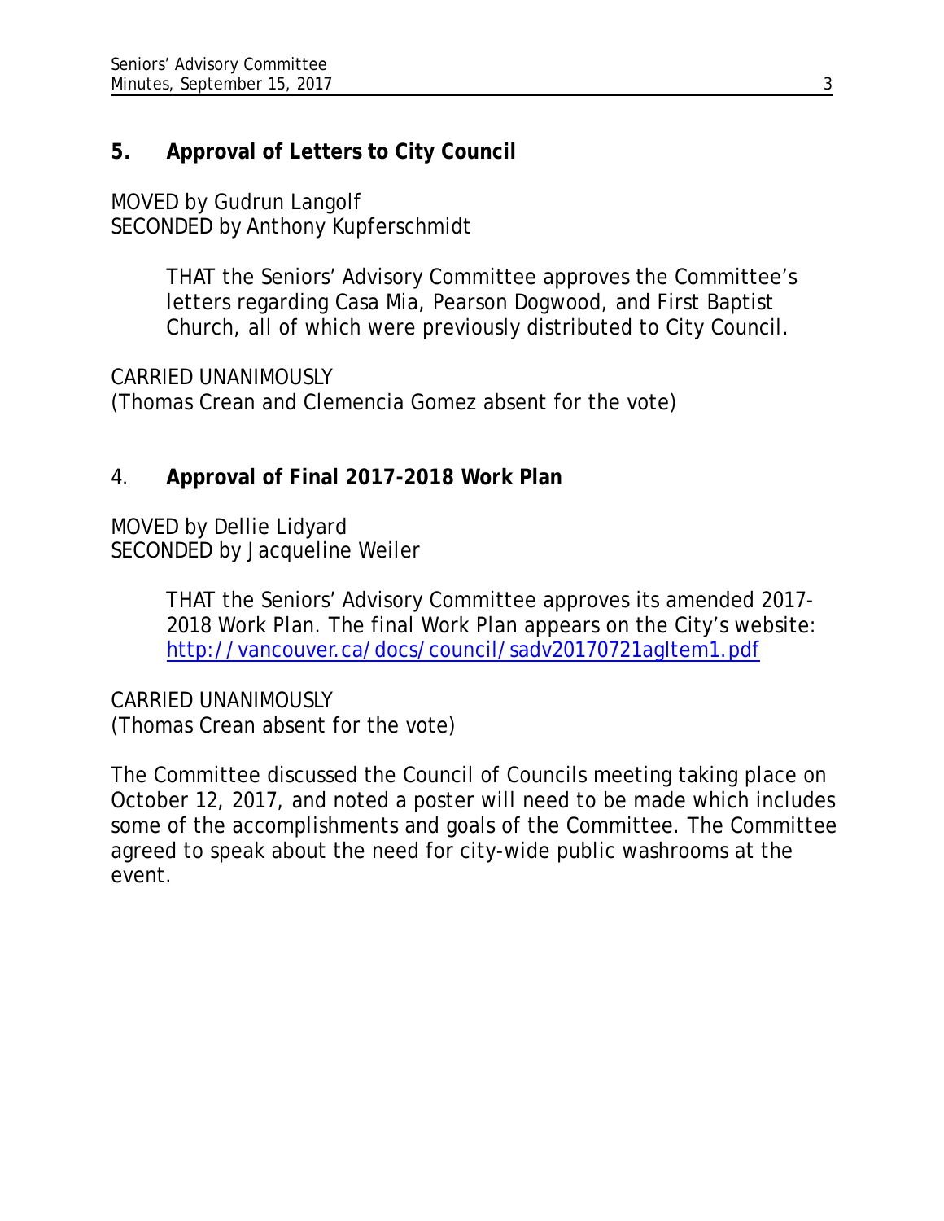## 5. Approval of Letters to City Council

MOVED by Gudrun Langolf
SECONDED by Anthony Kupferschmidt

> THAT the Seniors' Advisory Committee approves the Committee's letters regarding Casa Mia, Pearson Dogwood, and First Baptist Church, all of which were previously distributed to City Council.

CARRIED UNANIMOUSLY
(Thomas Crean and Clemencia Gomez absent for the vote)

## 4. Approval of Final 2017-2018 Work Plan

MOVED by Dellie Lidyard
SECONDED by Jacqueline Weiler

> THAT the Seniors' Advisory Committee approves its amended 2017-2018 Work Plan. The final Work Plan appears on the City's website: [http://vancouver.ca/docs/council/sadv20170721agItem1.pdf](http://vancouver.ca/docs/council/sadv20170721agItem1.pdf)

CARRIED UNANIMOUSLY
(Thomas Crean absent for the vote)

The Committee discussed the Council of Councils meeting taking place on October 12, 2017, and noted a poster will need to be made which includes some of the accomplishments and goals of the Committee. The Committee agreed to speak about the need for city-wide public washrooms at the event.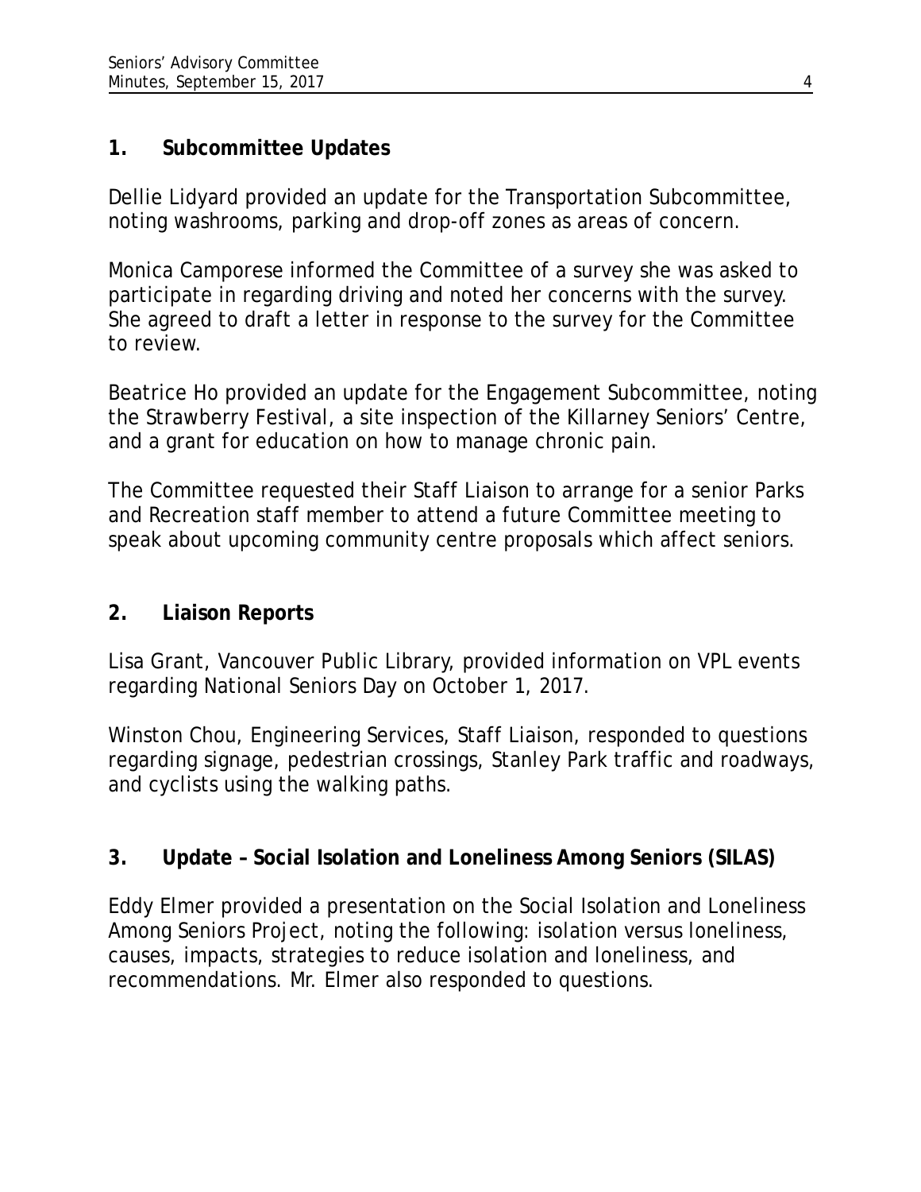## 1. Subcommittee Updates

Dellie Lidyard provided an update for the Transportation Subcommittee, noting washrooms, parking and drop-off zones as areas of concern.

Monica Camporese informed the Committee of a survey she was asked to participate in regarding driving and noted her concerns with the survey. She agreed to draft a letter in response to the survey for the Committee to review.

Beatrice Ho provided an update for the Engagement Subcommittee, noting the Strawberry Festival, a site inspection of the Killarney Seniors' Centre, and a grant for education on how to manage chronic pain.

The Committee requested their Staff Liaison to arrange for a senior Parks and Recreation staff member to attend a future Committee meeting to speak about upcoming community centre proposals which affect seniors.

## 2. Liaison Reports

Lisa Grant, Vancouver Public Library, provided information on VPL events regarding National Seniors Day on October 1, 2017.

Winston Chou, Engineering Services, Staff Liaison, responded to questions regarding signage, pedestrian crossings, Stanley Park traffic and roadways, and cyclists using the walking paths.

## 3. Update – Social Isolation and Loneliness Among Seniors (SILAS)

Eddy Elmer provided a presentation on the Social Isolation and Loneliness Among Seniors Project, noting the following: isolation versus loneliness, causes, impacts, strategies to reduce isolation and loneliness, and recommendations. Mr. Elmer also responded to questions.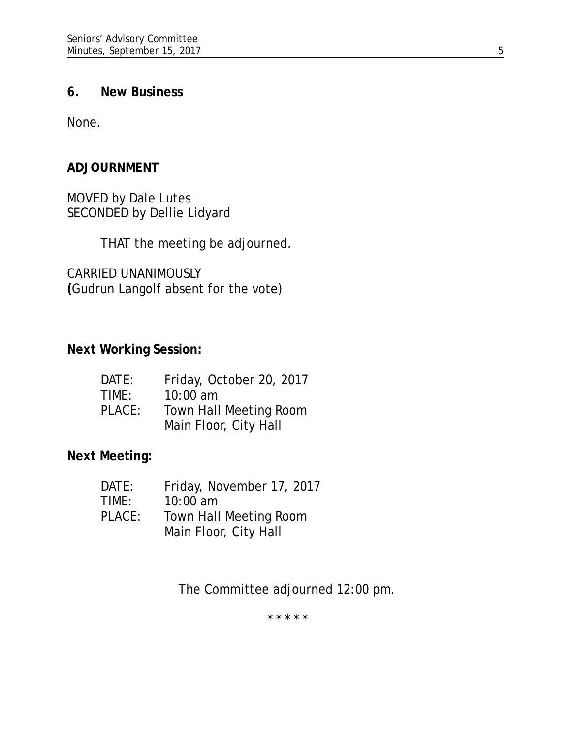## 6. New Business

None.

## ADJOURNMENT

MOVED by Dale Lutes
SECONDED by Dellie Lidyard

THAT the meeting be adjourned.

CARRIED UNANIMOUSLY
(Gudrun Langolf absent for the vote)

**Next Working Session:**

| | |
|---|---|
| DATE: | Friday, October 20, 2017 |
| TIME: | 10:00 am |
| PLACE: | Town Hall Meeting Room<br>Main Floor, City Hall |

**Next Meeting:**

| | |
|---|---|
| DATE: | Friday, November 17, 2017 |
| TIME: | 10:00 am |
| PLACE: | Town Hall Meeting Room<br>Main Floor, City Hall |

The Committee adjourned 12:00 pm.

* * * * *